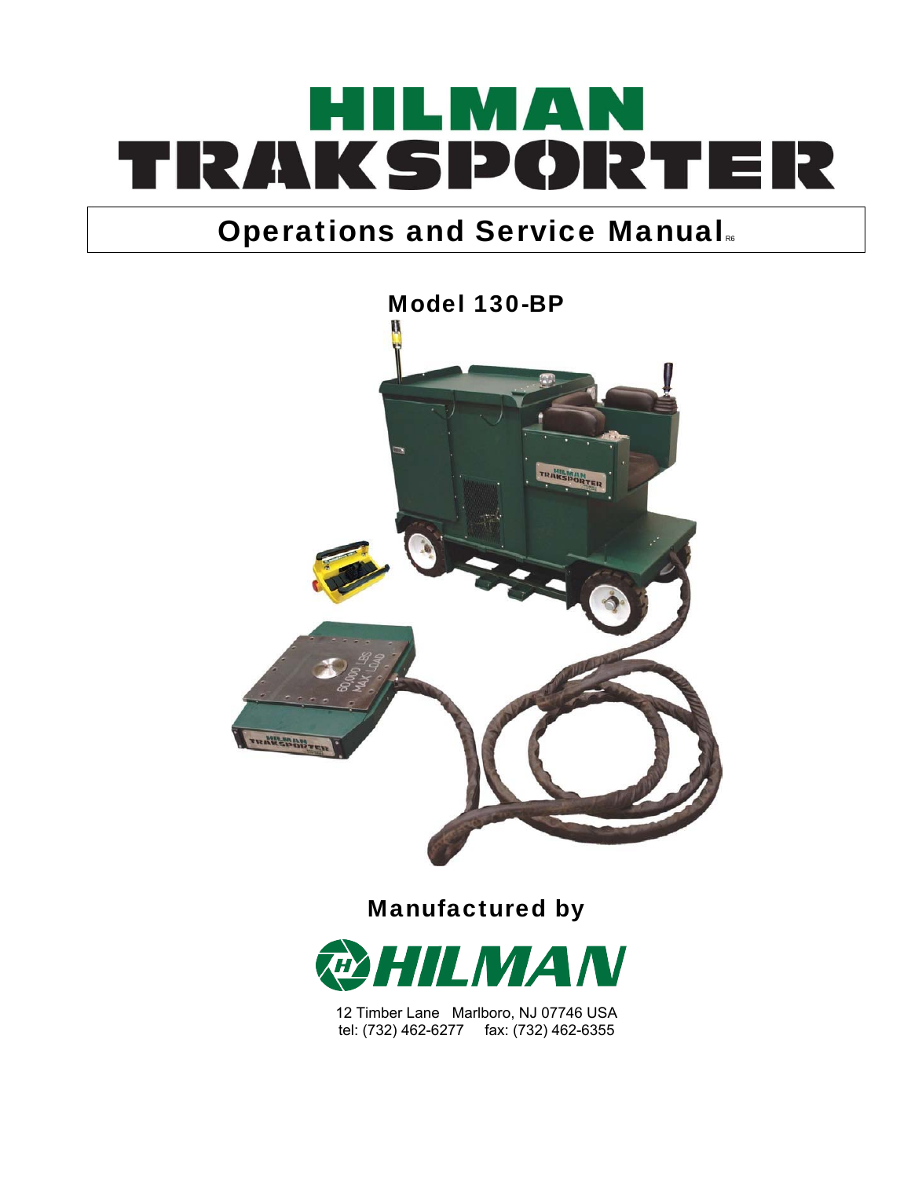# HILMAN TRAKSPORTER

## Operations and Service Manual R6

### Model 130-BP

### Manufactured by

**HILMAN**

12 Timber Lane Marlboro, NJ 07746 USA
tel: (732) 462-6277 fax: (732) 462-6355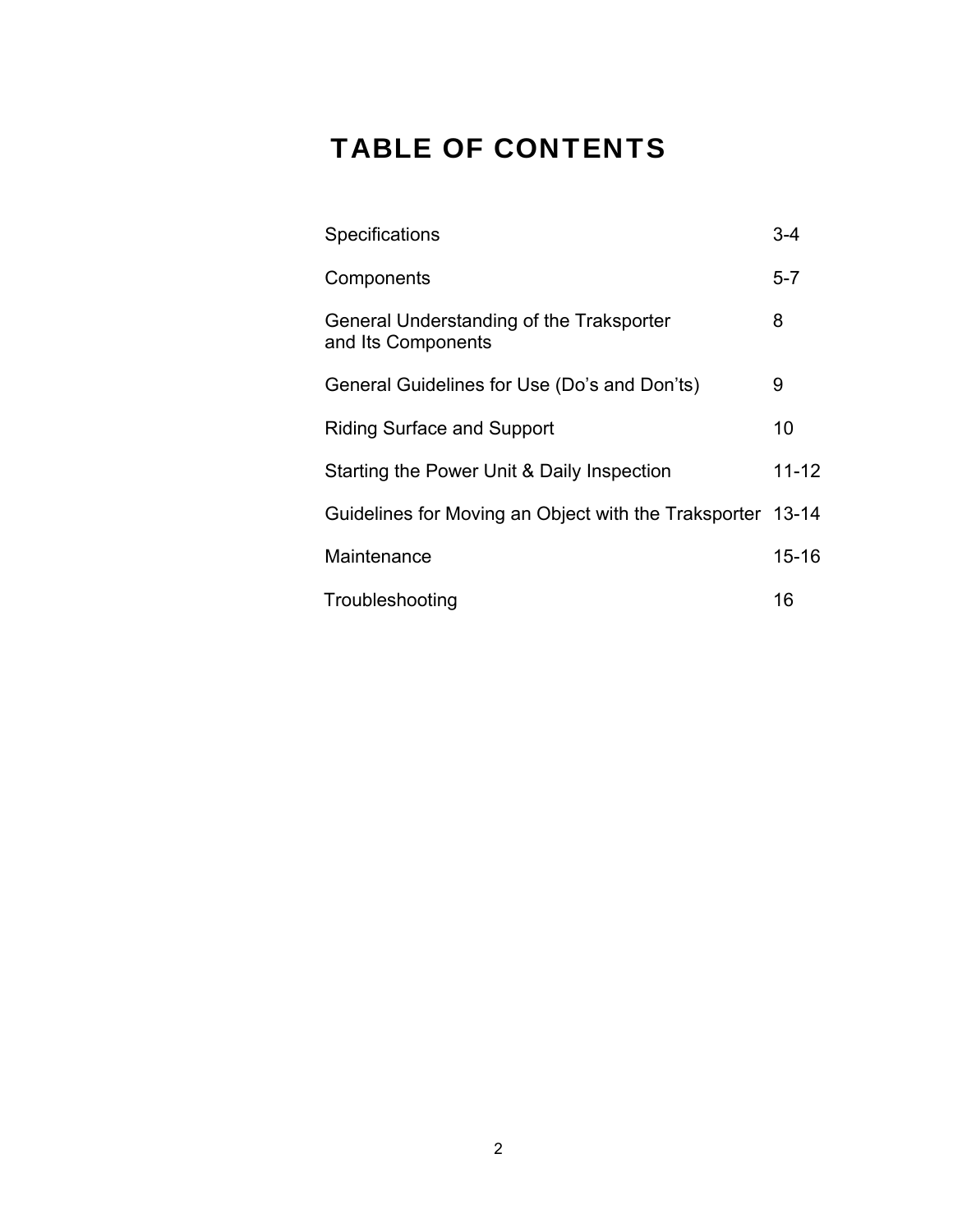# TABLE OF CONTENTS

| | |
|---|---|
| Specifications | 3-4 |
| Components | 5-7 |
| General Understanding of the Traksporter and Its Components | 8 |
| General Guidelines for Use (Do’s and Don’ts) | 9 |
| Riding Surface and Support | 10 |
| Starting the Power Unit & Daily Inspection | 11-12 |
| Guidelines for Moving an Object with the Traksporter | 13-14 |
| Maintenance | 15-16 |
| Troubleshooting | 16 |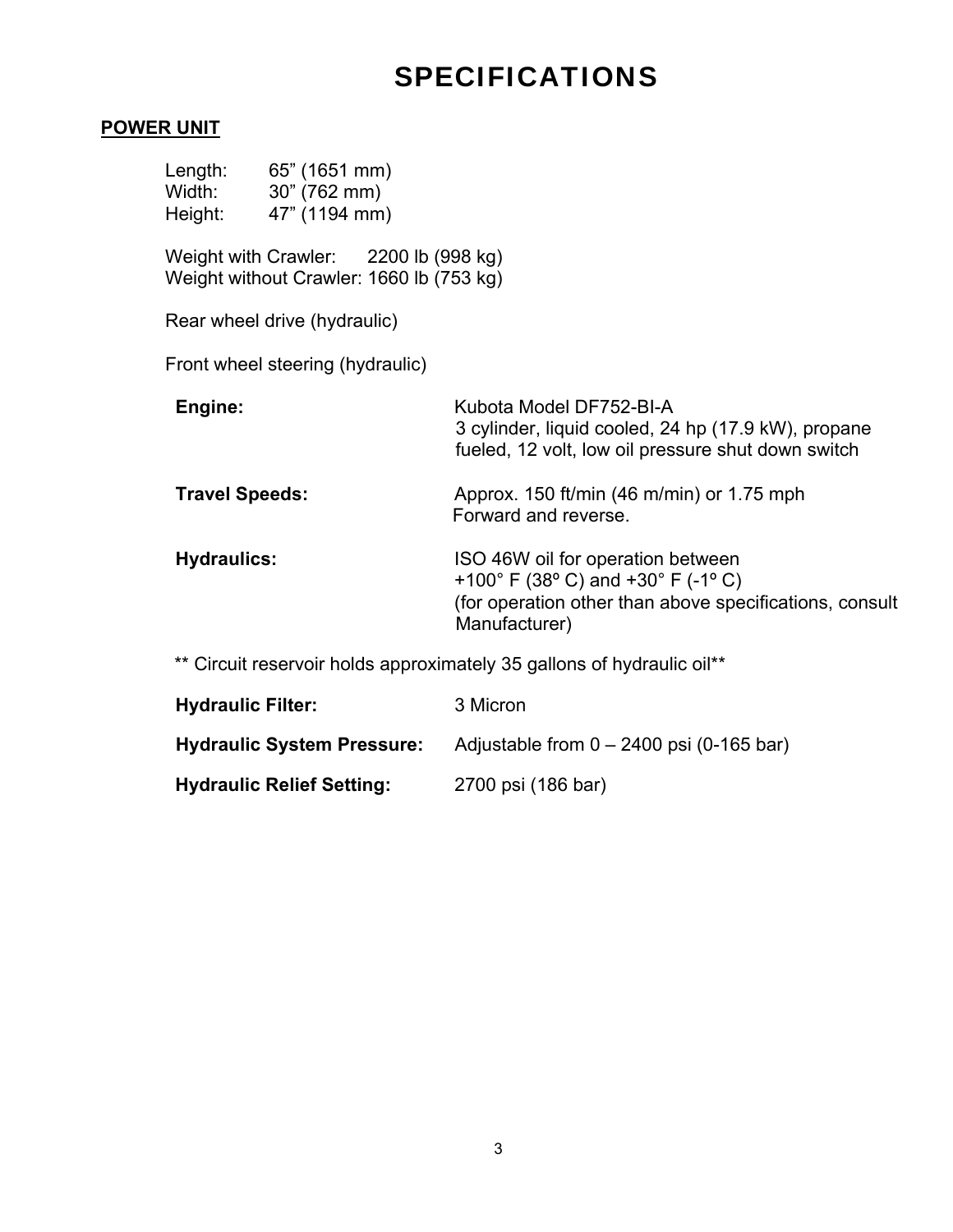# SPECIFICATIONS

## POWER UNIT

Length: 65" (1651 mm)
Width: 30" (762 mm)
Height: 47" (1194 mm)

Weight with Crawler: 2200 lb (998 kg)
Weight without Crawler: 1660 lb (753 kg)

Rear wheel drive (hydraulic)

Front wheel steering (hydraulic)

**Engine:** Kubota Model DF752-BI-A
3 cylinder, liquid cooled, 24 hp (17.9 kW), propane fueled, 12 volt, low oil pressure shut down switch

**Travel Speeds:** Approx. 150 ft/min (46 m/min) or 1.75 mph
Forward and reverse.

**Hydraulics:** ISO 46W oil for operation between +100° F (38º C) and +30° F (-1º C)
(for operation other than above specifications, consult Manufacturer)

** Circuit reservoir holds approximately 35 gallons of hydraulic oil**

**Hydraulic Filter:** 3 Micron

**Hydraulic System Pressure:** Adjustable from 0 – 2400 psi (0-165 bar)

**Hydraulic Relief Setting:** 2700 psi (186 bar)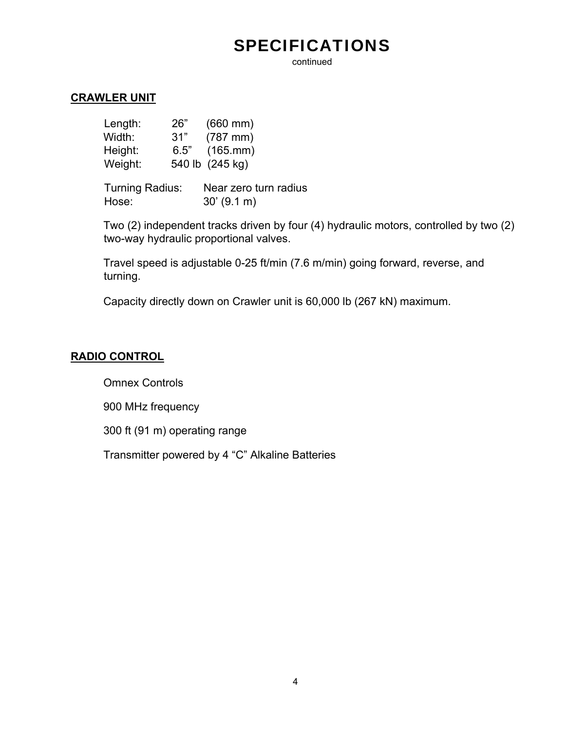# SPECIFICATIONS

continued

## CRAWLER UNIT

Length: 26” (660 mm)
Width: 31” (787 mm)
Height: 6.5” (165.mm)
Weight: 540 lb (245 kg)

Turning Radius: Near zero turn radius
Hose: 30’ (9.1 m)

Two (2) independent tracks driven by four (4) hydraulic motors, controlled by two (2) two-way hydraulic proportional valves.

Travel speed is adjustable 0-25 ft/min (7.6 m/min) going forward, reverse, and turning.

Capacity directly down on Crawler unit is 60,000 lb (267 kN) maximum.

## RADIO CONTROL

Omnex Controls

900 MHz frequency

300 ft (91 m) operating range

Transmitter powered by 4 “C” Alkaline Batteries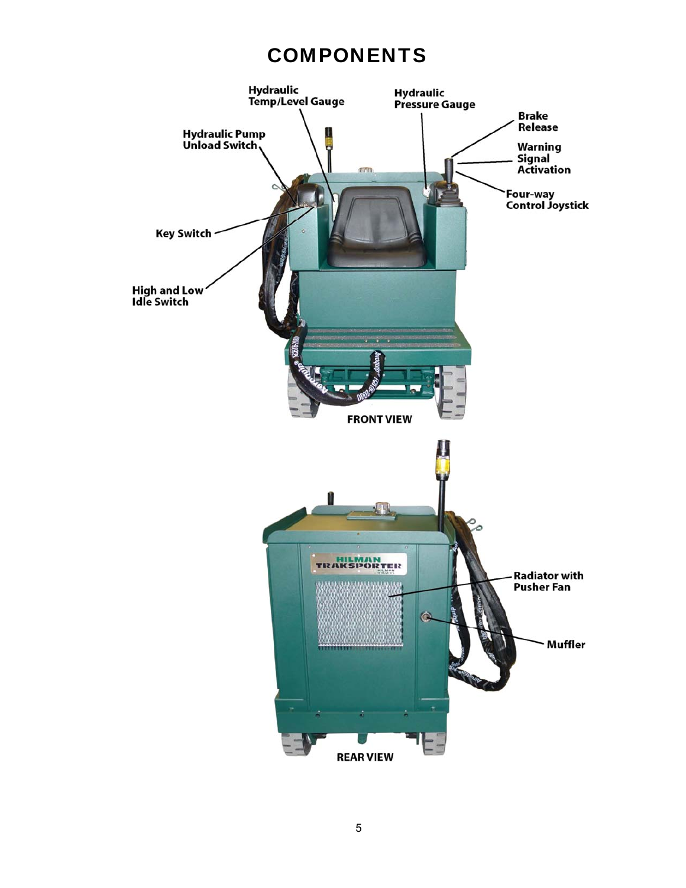# COMPONENTS

Hydraulic Temp/Level Gauge

Hydraulic Pressure Gauge

Brake Release

Hydraulic Pump Unload Switch

Warning Signal Activation

Four-way Control Joystick

Key Switch

High and Low Idle Switch

**FRONT VIEW**

Radiator with Pusher Fan

Muffler

**REAR VIEW**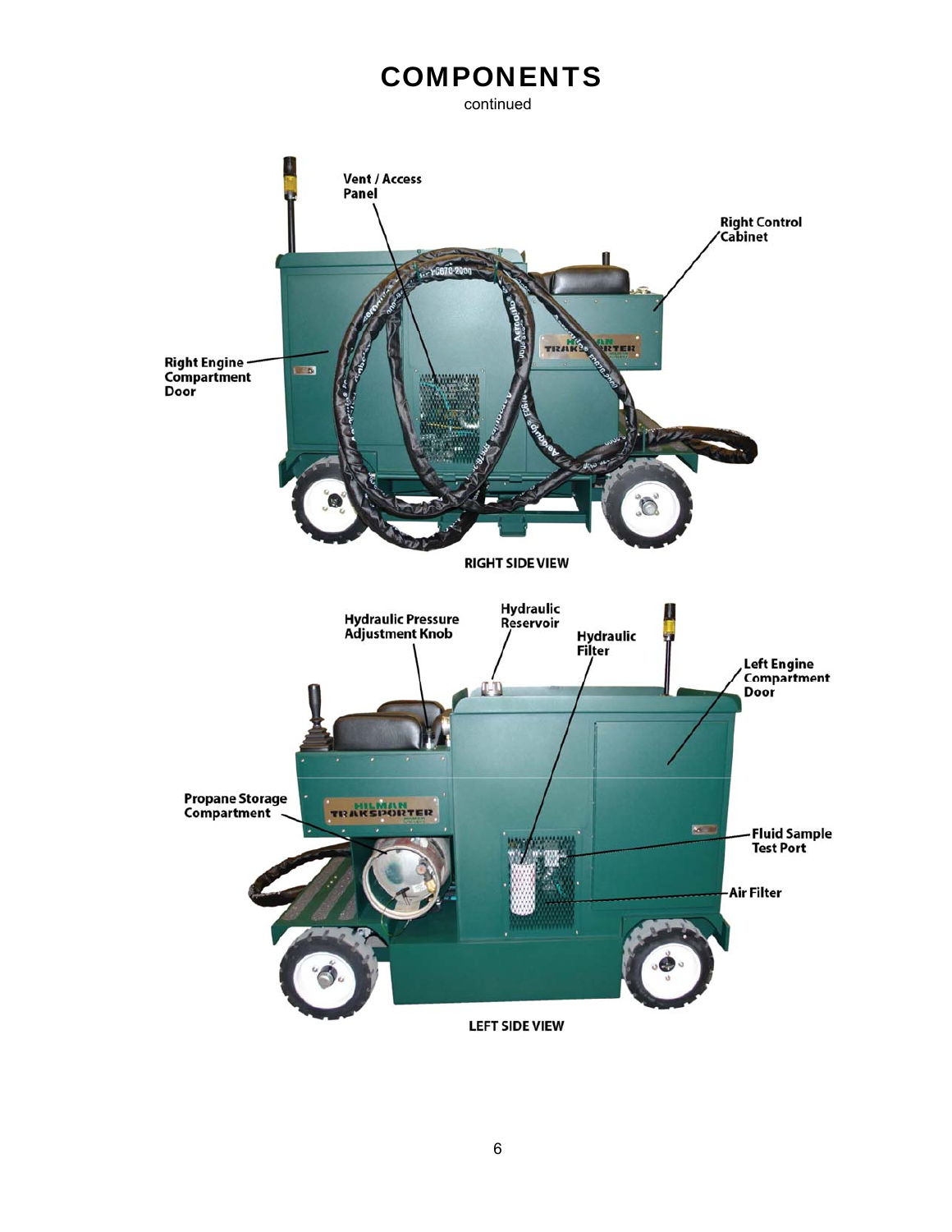# COMPONENTS

continued

Vent / Access Panel

Right Control Cabinet

Right Engine Compartment Door

RIGHT SIDE VIEW

Hydraulic Pressure Adjustment Knob

Hydraulic Reservoir

Hydraulic Filter

Left Engine Compartment Door

Propane Storage Compartment

Fluid Sample Test Port

Air Filter

LEFT SIDE VIEW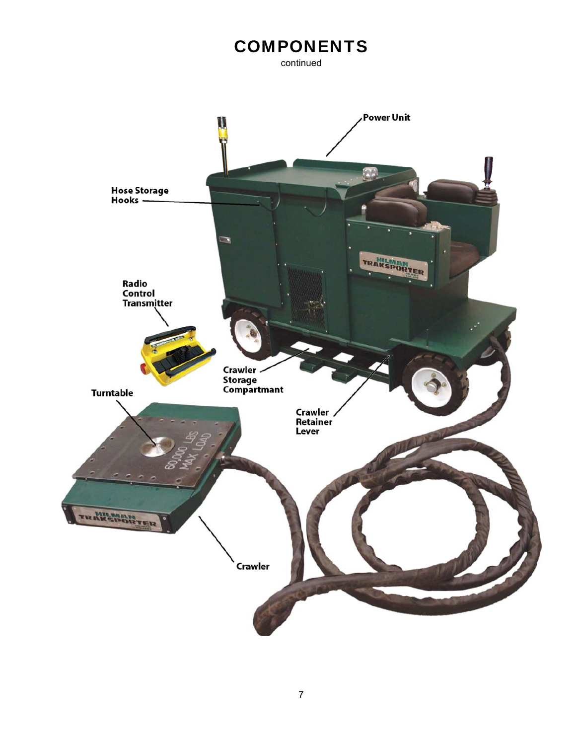# COMPONENTS

continued

Power Unit

Hose Storage Hooks

Radio Control Transmitter

Crawler Storage Compartmant

Turntable

Crawler Retainer Lever

Crawler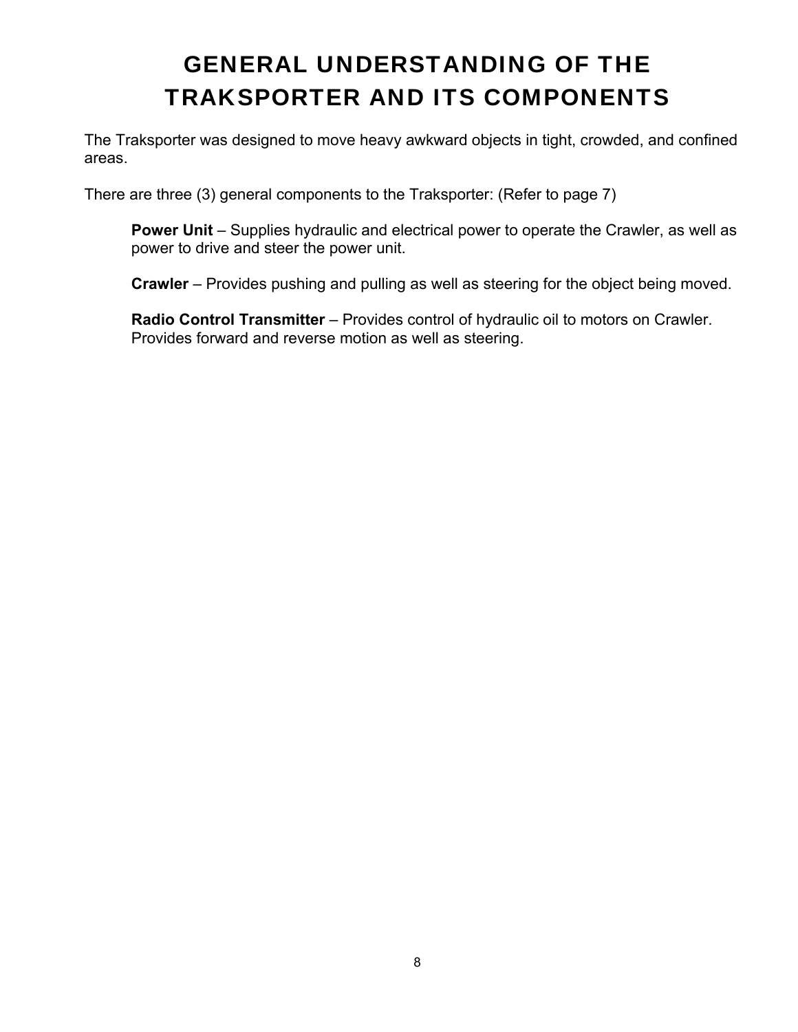# GENERAL UNDERSTANDING OF THE TRAKSPORTER AND ITS COMPONENTS

The Traksporter was designed to move heavy awkward objects in tight, crowded, and confined areas.

There are three (3) general components to the Traksporter: (Refer to page 7)

**Power Unit** – Supplies hydraulic and electrical power to operate the Crawler, as well as power to drive and steer the power unit.

**Crawler** – Provides pushing and pulling as well as steering for the object being moved.

**Radio Control Transmitter** – Provides control of hydraulic oil to motors on Crawler. Provides forward and reverse motion as well as steering.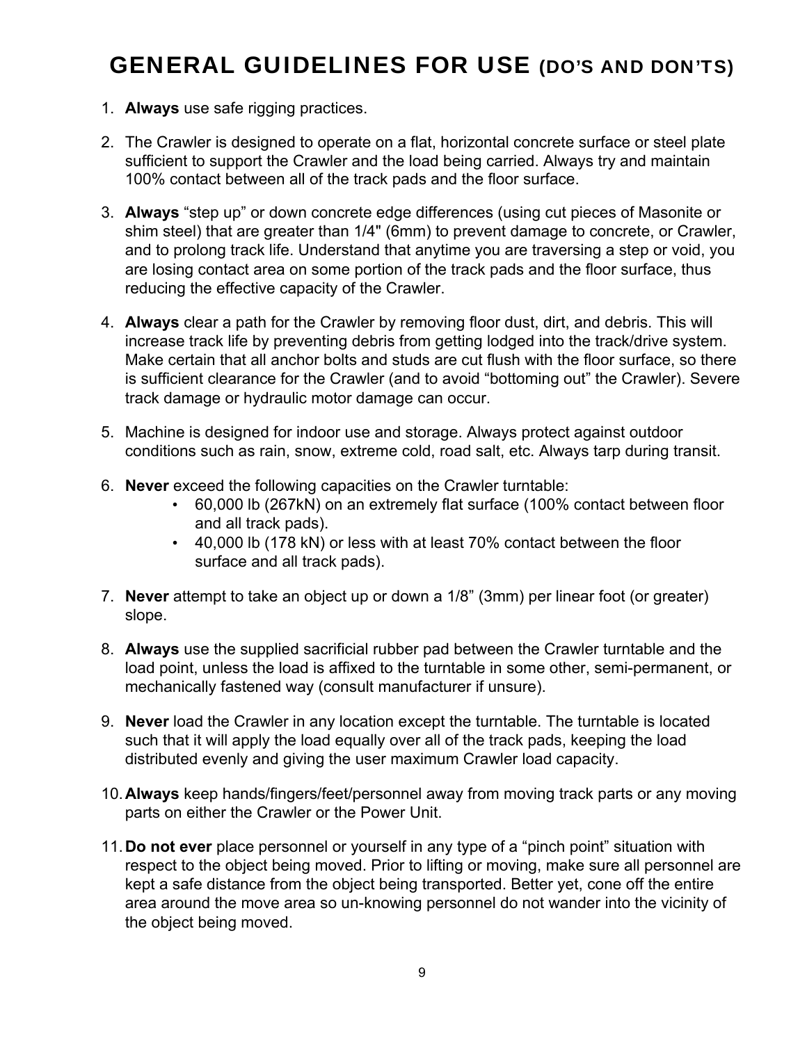# GENERAL GUIDELINES FOR USE (DO'S AND DON'TS)

1. **Always** use safe rigging practices.

2. The Crawler is designed to operate on a flat, horizontal concrete surface or steel plate sufficient to support the Crawler and the load being carried. Always try and maintain 100% contact between all of the track pads and the floor surface.

3. **Always** "step up" or down concrete edge differences (using cut pieces of Masonite or shim steel) that are greater than 1/4" (6mm) to prevent damage to concrete, or Crawler, and to prolong track life. Understand that anytime you are traversing a step or void, you are losing contact area on some portion of the track pads and the floor surface, thus reducing the effective capacity of the Crawler.

4. **Always** clear a path for the Crawler by removing floor dust, dirt, and debris. This will increase track life by preventing debris from getting lodged into the track/drive system. Make certain that all anchor bolts and studs are cut flush with the floor surface, so there is sufficient clearance for the Crawler (and to avoid "bottoming out" the Crawler). Severe track damage or hydraulic motor damage can occur.

5. Machine is designed for indoor use and storage. Always protect against outdoor conditions such as rain, snow, extreme cold, road salt, etc. Always tarp during transit.

6. **Never** exceed the following capacities on the Crawler turntable:
   - 60,000 lb (267kN) on an extremely flat surface (100% contact between floor and all track pads).
   - 40,000 lb (178 kN) or less with at least 70% contact between the floor surface and all track pads).

7. **Never** attempt to take an object up or down a 1/8" (3mm) per linear foot (or greater) slope.

8. **Always** use the supplied sacrificial rubber pad between the Crawler turntable and the load point, unless the load is affixed to the turntable in some other, semi-permanent, or mechanically fastened way (consult manufacturer if unsure).

9. **Never** load the Crawler in any location except the turntable. The turntable is located such that it will apply the load equally over all of the track pads, keeping the load distributed evenly and giving the user maximum Crawler load capacity.

10. **Always** keep hands/fingers/feet/personnel away from moving track parts or any moving parts on either the Crawler or the Power Unit.

11. **Do not ever** place personnel or yourself in any type of a "pinch point" situation with respect to the object being moved. Prior to lifting or moving, make sure all personnel are kept a safe distance from the object being transported. Better yet, cone off the entire area around the move area so un-knowing personnel do not wander into the vicinity of the object being moved.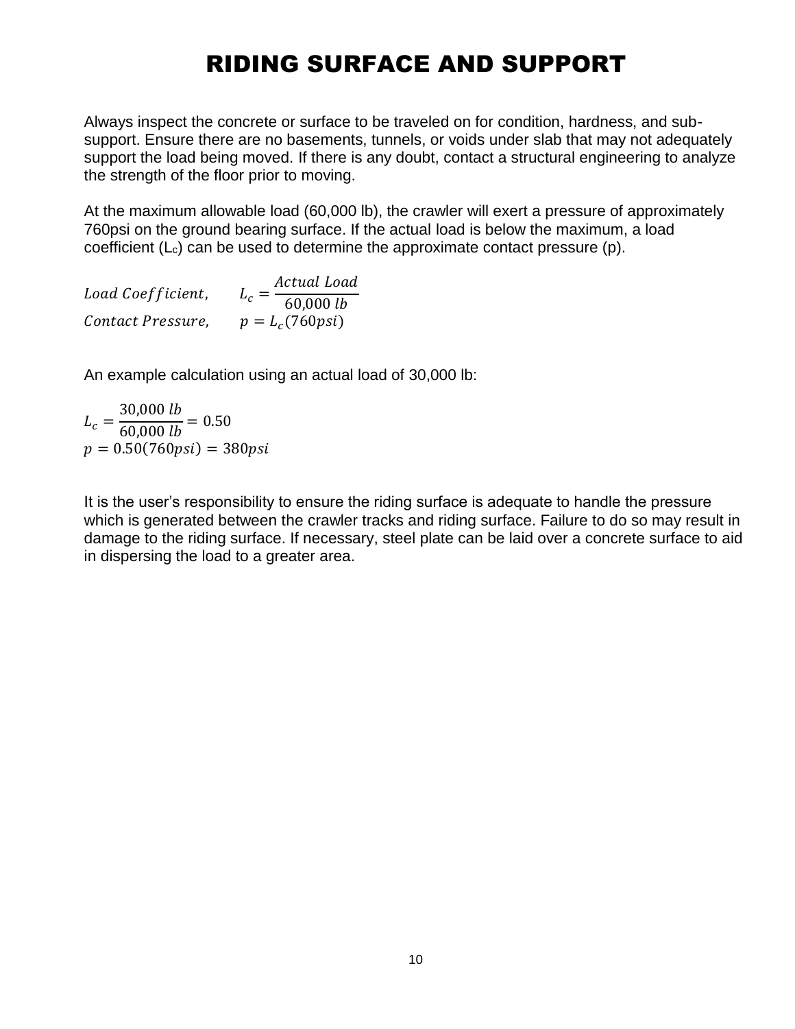# RIDING SURFACE AND SUPPORT

Always inspect the concrete or surface to be traveled on for condition, hardness, and sub-support. Ensure there are no basements, tunnels, or voids under slab that may not adequately support the load being moved. If there is any doubt, contact a structural engineering to analyze the strength of the floor prior to moving.

At the maximum allowable load (60,000 lb), the crawler will exert a pressure of approximately 760psi on the ground bearing surface. If the actual load is below the maximum, a load coefficient ($L_c$) can be used to determine the approximate contact pressure (p).

$$\text{Load Coefficient,} \qquad L_c = \frac{\text{Actual Load}}{60{,}000\ lb}$$

$$\text{Contact Pressure,} \qquad p = L_c(760psi)$$

An example calculation using an actual load of 30,000 lb:

$$L_c = \frac{30{,}000\ lb}{60{,}000\ lb} = 0.50$$

$$p = 0.50(760psi) = 380psi$$

It is the user's responsibility to ensure the riding surface is adequate to handle the pressure which is generated between the crawler tracks and riding surface. Failure to do so may result in damage to the riding surface. If necessary, steel plate can be laid over a concrete surface to aid in dispersing the load to a greater area.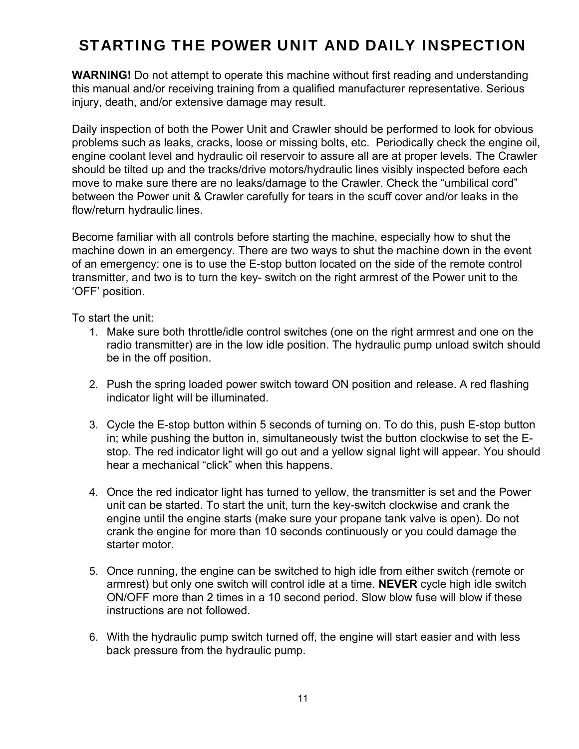# STARTING THE POWER UNIT AND DAILY INSPECTION

**WARNING!** Do not attempt to operate this machine without first reading and understanding this manual and/or receiving training from a qualified manufacturer representative. Serious injury, death, and/or extensive damage may result.

Daily inspection of both the Power Unit and Crawler should be performed to look for obvious problems such as leaks, cracks, loose or missing bolts, etc. Periodically check the engine oil, engine coolant level and hydraulic oil reservoir to assure all are at proper levels. The Crawler should be tilted up and the tracks/drive motors/hydraulic lines visibly inspected before each move to make sure there are no leaks/damage to the Crawler. Check the “umbilical cord” between the Power unit & Crawler carefully for tears in the scuff cover and/or leaks in the flow/return hydraulic lines.

Become familiar with all controls before starting the machine, especially how to shut the machine down in an emergency. There are two ways to shut the machine down in the event of an emergency: one is to use the E-stop button located on the side of the remote control transmitter, and two is to turn the key- switch on the right armrest of the Power unit to the ‘OFF’ position.

To start the unit:

1. Make sure both throttle/idle control switches (one on the right armrest and one on the radio transmitter) are in the low idle position. The hydraulic pump unload switch should be in the off position.

2. Push the spring loaded power switch toward ON position and release. A red flashing indicator light will be illuminated.

3. Cycle the E-stop button within 5 seconds of turning on. To do this, push E-stop button in; while pushing the button in, simultaneously twist the button clockwise to set the E-stop. The red indicator light will go out and a yellow signal light will appear. You should hear a mechanical “click” when this happens.

4. Once the red indicator light has turned to yellow, the transmitter is set and the Power unit can be started. To start the unit, turn the key-switch clockwise and crank the engine until the engine starts (make sure your propane tank valve is open). Do not crank the engine for more than 10 seconds continuously or you could damage the starter motor.

5. Once running, the engine can be switched to high idle from either switch (remote or armrest) but only one switch will control idle at a time. **NEVER** cycle high idle switch ON/OFF more than 2 times in a 10 second period. Slow blow fuse will blow if these instructions are not followed.

6. With the hydraulic pump switch turned off, the engine will start easier and with less back pressure from the hydraulic pump.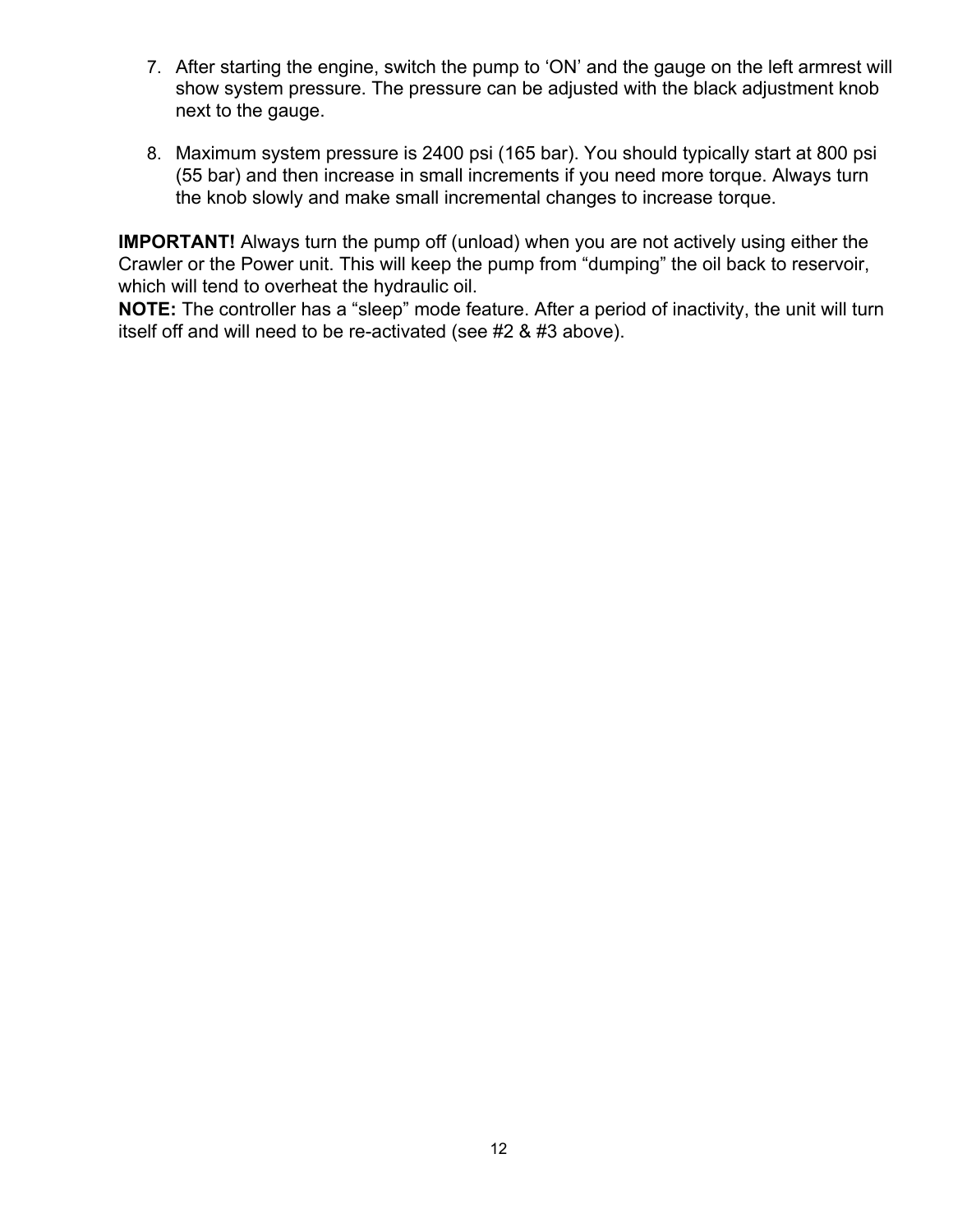7. After starting the engine, switch the pump to 'ON' and the gauge on the left armrest will show system pressure. The pressure can be adjusted with the black adjustment knob next to the gauge.

8. Maximum system pressure is 2400 psi (165 bar). You should typically start at 800 psi (55 bar) and then increase in small increments if you need more torque. Always turn the knob slowly and make small incremental changes to increase torque.

**IMPORTANT!** Always turn the pump off (unload) when you are not actively using either the Crawler or the Power unit. This will keep the pump from "dumping" the oil back to reservoir, which will tend to overheat the hydraulic oil.
**NOTE:** The controller has a "sleep" mode feature. After a period of inactivity, the unit will turn itself off and will need to be re-activated (see #2 & #3 above).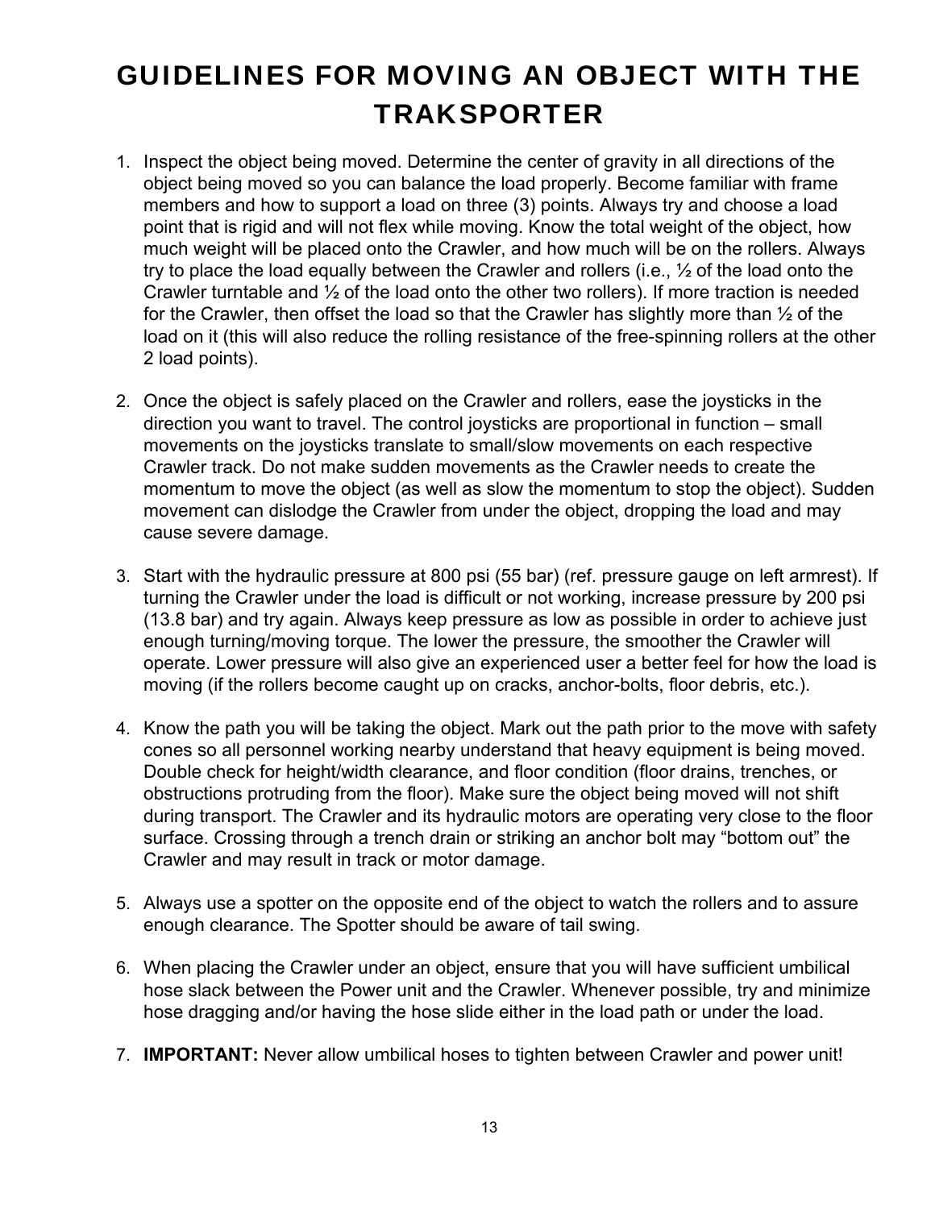# GUIDELINES FOR MOVING AN OBJECT WITH THE TRAKSPORTER

1. Inspect the object being moved. Determine the center of gravity in all directions of the object being moved so you can balance the load properly. Become familiar with frame members and how to support a load on three (3) points. Always try and choose a load point that is rigid and will not flex while moving. Know the total weight of the object, how much weight will be placed onto the Crawler, and how much will be on the rollers. Always try to place the load equally between the Crawler and rollers (i.e., ½ of the load onto the Crawler turntable and ½ of the load onto the other two rollers). If more traction is needed for the Crawler, then offset the load so that the Crawler has slightly more than ½ of the load on it (this will also reduce the rolling resistance of the free-spinning rollers at the other 2 load points).

2. Once the object is safely placed on the Crawler and rollers, ease the joysticks in the direction you want to travel. The control joysticks are proportional in function – small movements on the joysticks translate to small/slow movements on each respective Crawler track. Do not make sudden movements as the Crawler needs to create the momentum to move the object (as well as slow the momentum to stop the object). Sudden movement can dislodge the Crawler from under the object, dropping the load and may cause severe damage.

3. Start with the hydraulic pressure at 800 psi (55 bar) (ref. pressure gauge on left armrest). If turning the Crawler under the load is difficult or not working, increase pressure by 200 psi (13.8 bar) and try again. Always keep pressure as low as possible in order to achieve just enough turning/moving torque. The lower the pressure, the smoother the Crawler will operate. Lower pressure will also give an experienced user a better feel for how the load is moving (if the rollers become caught up on cracks, anchor-bolts, floor debris, etc.).

4. Know the path you will be taking the object. Mark out the path prior to the move with safety cones so all personnel working nearby understand that heavy equipment is being moved. Double check for height/width clearance, and floor condition (floor drains, trenches, or obstructions protruding from the floor). Make sure the object being moved will not shift during transport. The Crawler and its hydraulic motors are operating very close to the floor surface. Crossing through a trench drain or striking an anchor bolt may "bottom out" the Crawler and may result in track or motor damage.

5. Always use a spotter on the opposite end of the object to watch the rollers and to assure enough clearance. The Spotter should be aware of tail swing.

6. When placing the Crawler under an object, ensure that you will have sufficient umbilical hose slack between the Power unit and the Crawler. Whenever possible, try and minimize hose dragging and/or having the hose slide either in the load path or under the load.

7. **IMPORTANT:** Never allow umbilical hoses to tighten between Crawler and power unit!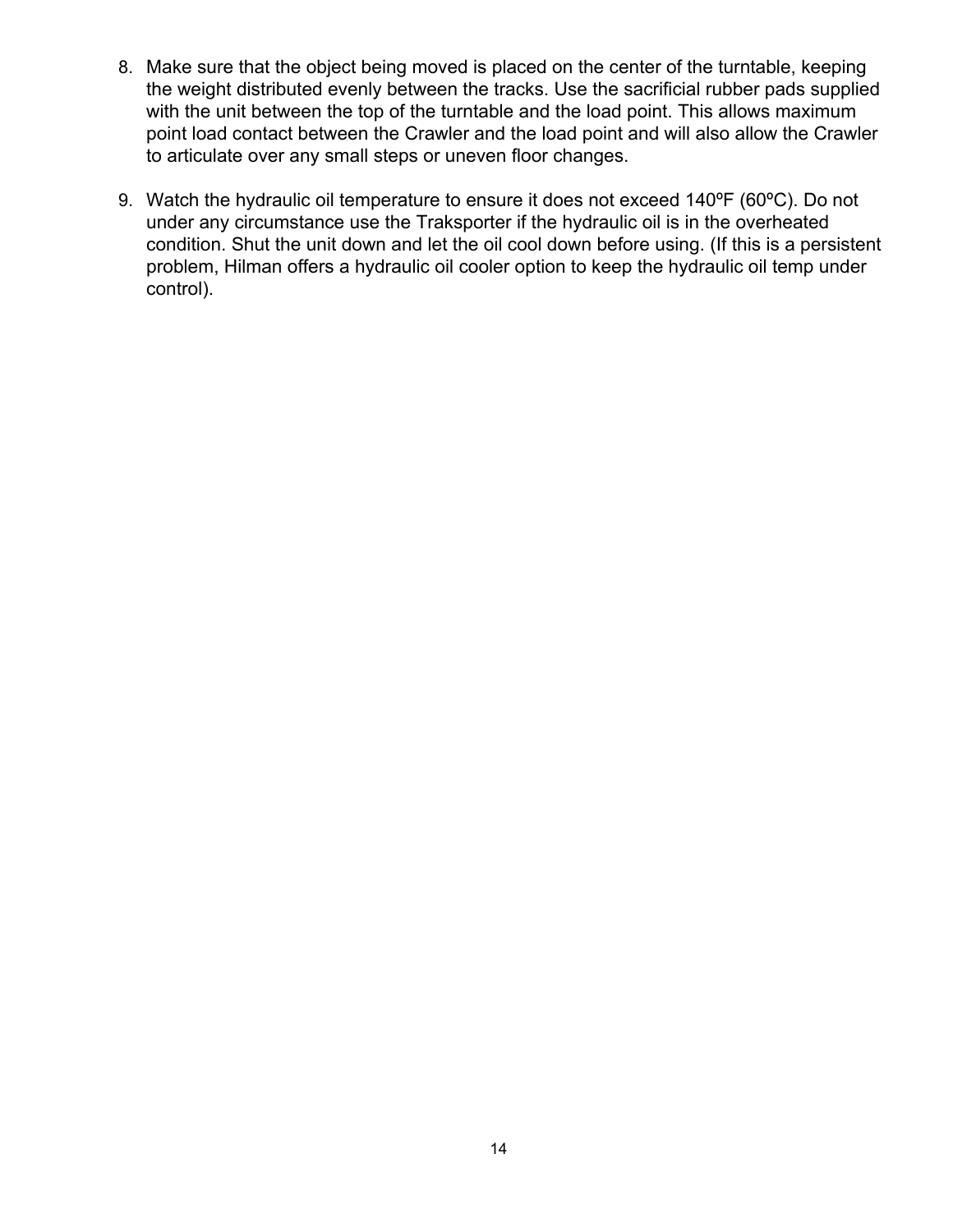8. Make sure that the object being moved is placed on the center of the turntable, keeping the weight distributed evenly between the tracks. Use the sacrificial rubber pads supplied with the unit between the top of the turntable and the load point. This allows maximum point load contact between the Crawler and the load point and will also allow the Crawler to articulate over any small steps or uneven floor changes.

9. Watch the hydraulic oil temperature to ensure it does not exceed 140ºF (60ºC). Do not under any circumstance use the Traksporter if the hydraulic oil is in the overheated condition. Shut the unit down and let the oil cool down before using. (If this is a persistent problem, Hilman offers a hydraulic oil cooler option to keep the hydraulic oil temp under control).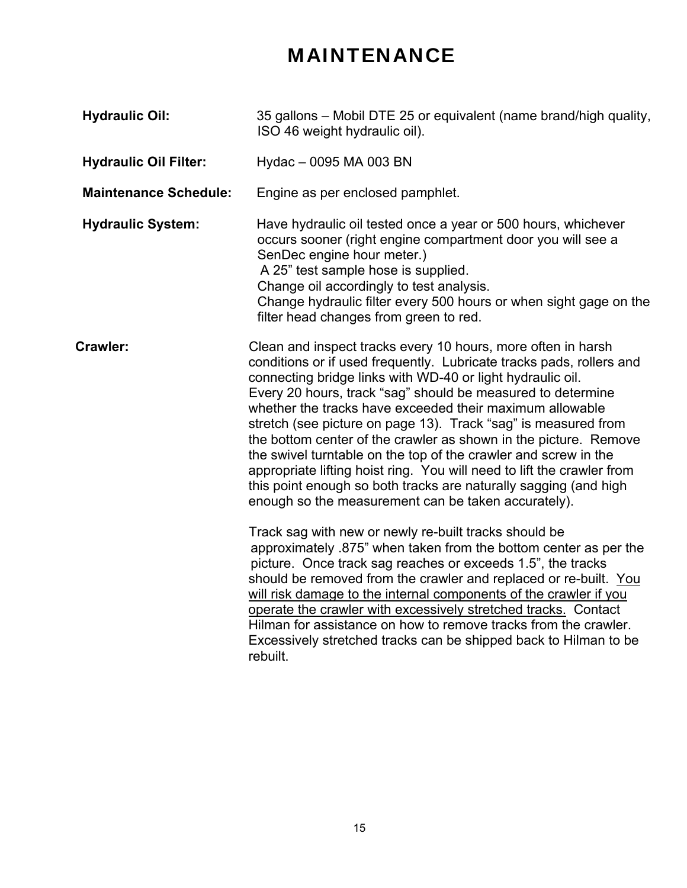# MAINTENANCE

**Hydraulic Oil:** 35 gallons – Mobil DTE 25 or equivalent (name brand/high quality, ISO 46 weight hydraulic oil).

**Hydraulic Oil Filter:** Hydac – 0095 MA 003 BN

**Maintenance Schedule:** Engine as per enclosed pamphlet.

**Hydraulic System:** Have hydraulic oil tested once a year or 500 hours, whichever occurs sooner (right engine compartment door you will see a SenDec engine hour meter.)
A 25" test sample hose is supplied.
Change oil accordingly to test analysis.
Change hydraulic filter every 500 hours or when sight gage on the filter head changes from green to red.

**Crawler:** Clean and inspect tracks every 10 hours, more often in harsh conditions or if used frequently. Lubricate tracks pads, rollers and connecting bridge links with WD-40 or light hydraulic oil.
Every 20 hours, track "sag" should be measured to determine whether the tracks have exceeded their maximum allowable stretch (see picture on page 13). Track "sag" is measured from the bottom center of the crawler as shown in the picture. Remove the swivel turntable on the top of the crawler and screw in the appropriate lifting hoist ring. You will need to lift the crawler from this point enough so both tracks are naturally sagging (and high enough so the measurement can be taken accurately).

Track sag with new or newly re-built tracks should be approximately .875" when taken from the bottom center as per the picture. Once track sag reaches or exceeds 1.5", the tracks should be removed from the crawler and replaced or re-built. <u>You will risk damage to the internal components of the crawler if you operate the crawler with excessively stretched tracks.</u> Contact Hilman for assistance on how to remove tracks from the crawler. Excessively stretched tracks can be shipped back to Hilman to be rebuilt.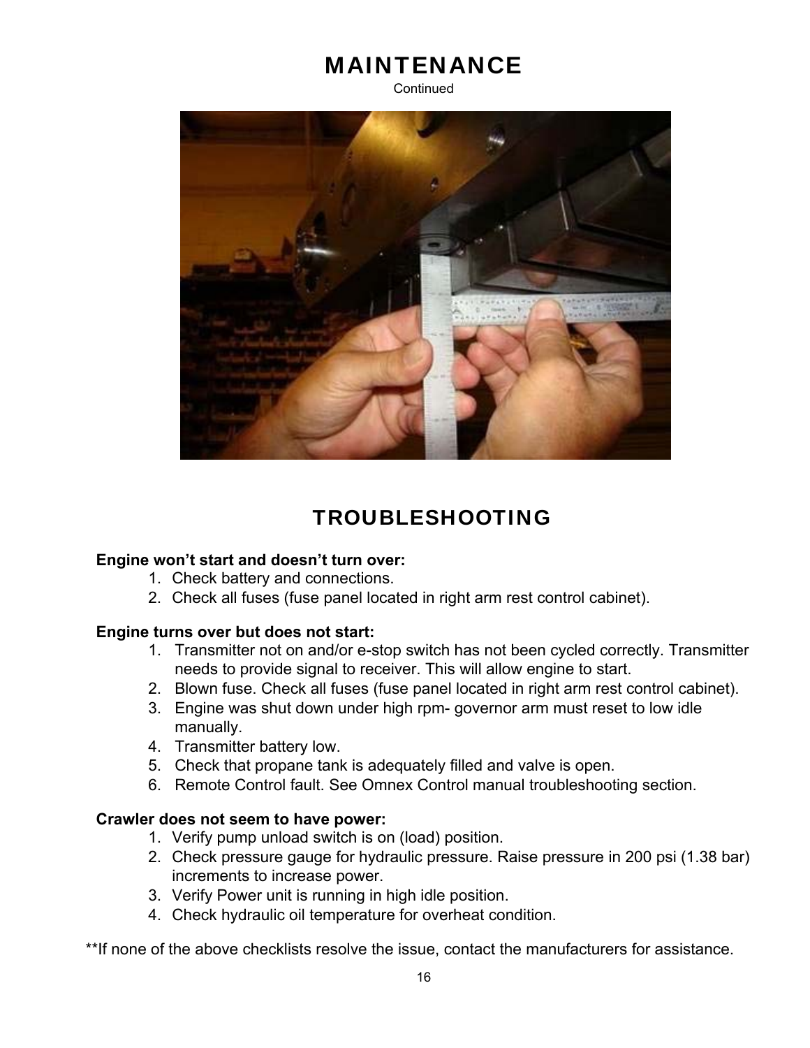# MAINTENANCE

Continued

## TROUBLESHOOTING

**Engine won't start and doesn't turn over:**

1. Check battery and connections.
2. Check all fuses (fuse panel located in right arm rest control cabinet).

**Engine turns over but does not start:**

1. Transmitter not on and/or e-stop switch has not been cycled correctly. Transmitter needs to provide signal to receiver. This will allow engine to start.
2. Blown fuse. Check all fuses (fuse panel located in right arm rest control cabinet).
3. Engine was shut down under high rpm- governor arm must reset to low idle manually.
4. Transmitter battery low.
5. Check that propane tank is adequately filled and valve is open.
6. Remote Control fault. See Omnex Control manual troubleshooting section.

**Crawler does not seem to have power:**

1. Verify pump unload switch is on (load) position.
2. Check pressure gauge for hydraulic pressure. Raise pressure in 200 psi (1.38 bar) increments to increase power.
3. Verify Power unit is running in high idle position.
4. Check hydraulic oil temperature for overheat condition.

**If none of the above checklists resolve the issue, contact the manufacturers for assistance.